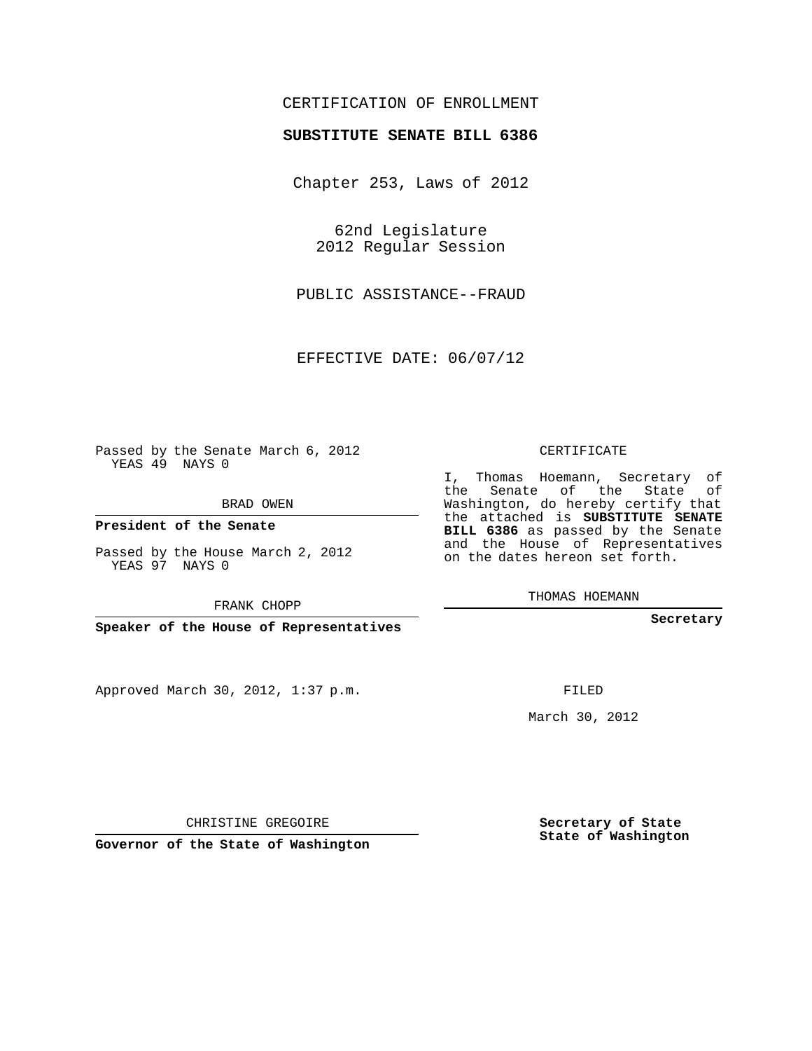CERTIFICATION OF ENROLLMENT

**SUBSTITUTE SENATE BILL 6386**

Chapter 253, Laws of 2012

62nd Legislature
2012 Regular Session

PUBLIC ASSISTANCE--FRAUD

EFFECTIVE DATE: 06/07/12

Passed by the Senate March 6, 2012
YEAS 49 NAYS 0

BRAD OWEN

**President of the Senate**

Passed by the House March 2, 2012
YEAS 97 NAYS 0

FRANK CHOPP

**Speaker of the House of Representatives**

Approved March 30, 2012, 1:37 p.m.

CHRISTINE GREGOIRE

**Governor of the State of Washington**

CERTIFICATE

I, Thomas Hoemann, Secretary of the Senate of the State of Washington, do hereby certify that the attached is **SUBSTITUTE SENATE BILL 6386** as passed by the Senate and the House of Representatives on the dates hereon set forth.

THOMAS HOEMANN

**Secretary**

FILED

March 30, 2012

**Secretary of State**
**State of Washington**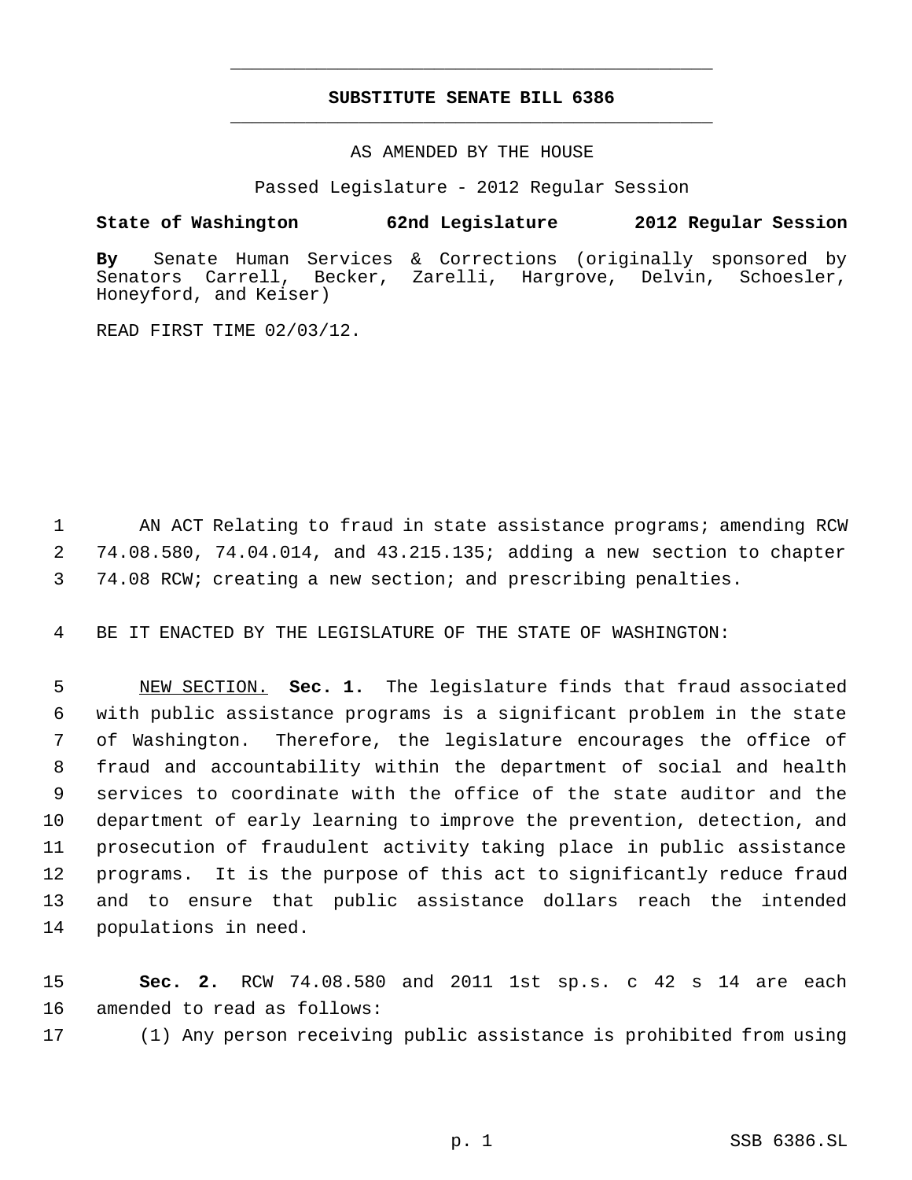# SUBSTITUTE SENATE BILL 6386

AS AMENDED BY THE HOUSE

Passed Legislature - 2012 Regular Session

**State of Washington 62nd Legislature 2012 Regular Session**

**By** Senate Human Services & Corrections (originally sponsored by Senators Carrell, Becker, Zarelli, Hargrove, Delvin, Schoesler, Honeyford, and Keiser)

READ FIRST TIME 02/03/12.

AN ACT Relating to fraud in state assistance programs; amending RCW 74.08.580, 74.04.014, and 43.215.135; adding a new section to chapter 74.08 RCW; creating a new section; and prescribing penalties.

BE IT ENACTED BY THE LEGISLATURE OF THE STATE OF WASHINGTON:

NEW SECTION. **Sec. 1.** The legislature finds that fraud associated with public assistance programs is a significant problem in the state of Washington. Therefore, the legislature encourages the office of fraud and accountability within the department of social and health services to coordinate with the office of the state auditor and the department of early learning to improve the prevention, detection, and prosecution of fraudulent activity taking place in public assistance programs. It is the purpose of this act to significantly reduce fraud and to ensure that public assistance dollars reach the intended populations in need.

**Sec. 2.** RCW 74.08.580 and 2011 1st sp.s. c 42 s 14 are each amended to read as follows:

(1) Any person receiving public assistance is prohibited from using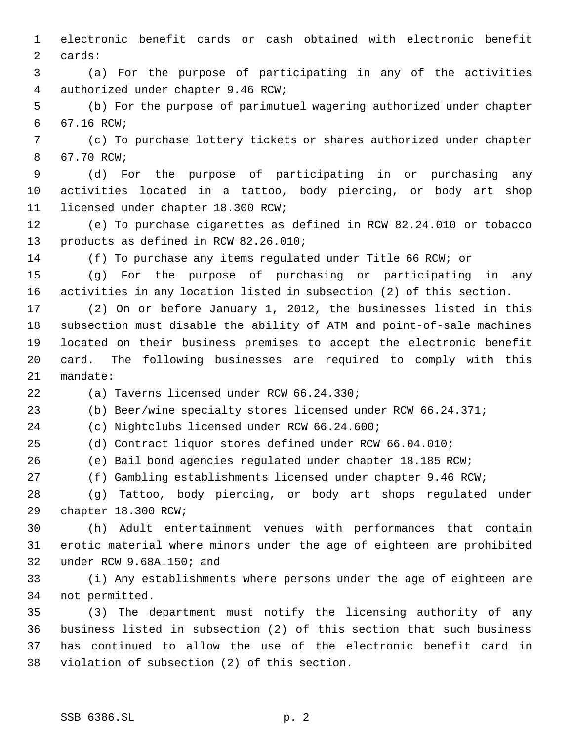electronic benefit cards or cash obtained with electronic benefit cards:

(a) For the purpose of participating in any of the activities authorized under chapter 9.46 RCW;

(b) For the purpose of parimutuel wagering authorized under chapter 67.16 RCW;

(c) To purchase lottery tickets or shares authorized under chapter 67.70 RCW;

(d) For the purpose of participating in or purchasing any activities located in a tattoo, body piercing, or body art shop licensed under chapter 18.300 RCW;

(e) To purchase cigarettes as defined in RCW 82.24.010 or tobacco products as defined in RCW 82.26.010;

(f) To purchase any items regulated under Title 66 RCW; or

(g) For the purpose of purchasing or participating in any activities in any location listed in subsection (2) of this section.

(2) On or before January 1, 2012, the businesses listed in this subsection must disable the ability of ATM and point-of-sale machines located on their business premises to accept the electronic benefit card. The following businesses are required to comply with this mandate:

(a) Taverns licensed under RCW 66.24.330;

(b) Beer/wine specialty stores licensed under RCW 66.24.371;

(c) Nightclubs licensed under RCW 66.24.600;

(d) Contract liquor stores defined under RCW 66.04.010;

(e) Bail bond agencies regulated under chapter 18.185 RCW;

(f) Gambling establishments licensed under chapter 9.46 RCW;

(g) Tattoo, body piercing, or body art shops regulated under chapter 18.300 RCW;

(h) Adult entertainment venues with performances that contain erotic material where minors under the age of eighteen are prohibited under RCW 9.68A.150; and

(i) Any establishments where persons under the age of eighteen are not permitted.

(3) The department must notify the licensing authority of any business listed in subsection (2) of this section that such business has continued to allow the use of the electronic benefit card in violation of subsection (2) of this section.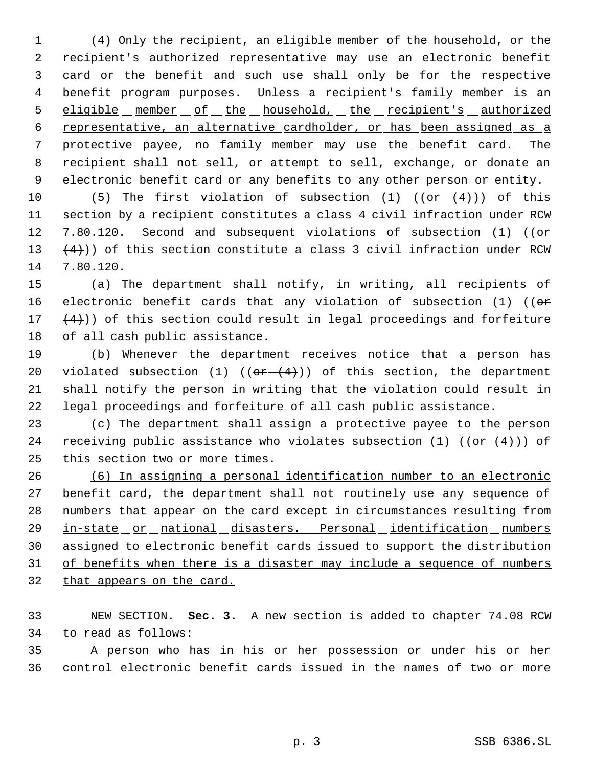(4) Only the recipient, an eligible member of the household, or the recipient's authorized representative may use an electronic benefit card or the benefit and such use shall only be for the respective benefit program purposes. <u>Unless a recipient's family member is an eligible member of the household, the recipient's authorized representative, an alternative cardholder, or has been assigned as a protective payee, no family member may use the benefit card.</u> The recipient shall not sell, or attempt to sell, exchange, or donate an electronic benefit card or any benefits to any other person or entity.

(5) The first violation of subsection (1) ((~~or (4)~~)) of this section by a recipient constitutes a class 4 civil infraction under RCW 7.80.120. Second and subsequent violations of subsection (1) ((~~or (4)~~)) of this section constitute a class 3 civil infraction under RCW 7.80.120.

(a) The department shall notify, in writing, all recipients of electronic benefit cards that any violation of subsection (1) ((~~or (4)~~)) of this section could result in legal proceedings and forfeiture of all cash public assistance.

(b) Whenever the department receives notice that a person has violated subsection (1) ((~~or (4)~~)) of this section, the department shall notify the person in writing that the violation could result in legal proceedings and forfeiture of all cash public assistance.

(c) The department shall assign a protective payee to the person receiving public assistance who violates subsection (1) ((~~or (4)~~)) of this section two or more times.

<u>(6) In assigning a personal identification number to an electronic benefit card, the department shall not routinely use any sequence of numbers that appear on the card except in circumstances resulting from in-state or national disasters. Personal identification numbers assigned to electronic benefit cards issued to support the distribution of benefits when there is a disaster may include a sequence of numbers that appears on the card.</u>

<u>NEW SECTION.</u> **Sec. 3.** A new section is added to chapter 74.08 RCW to read as follows:

A person who has in his or her possession or under his or her control electronic benefit cards issued in the names of two or more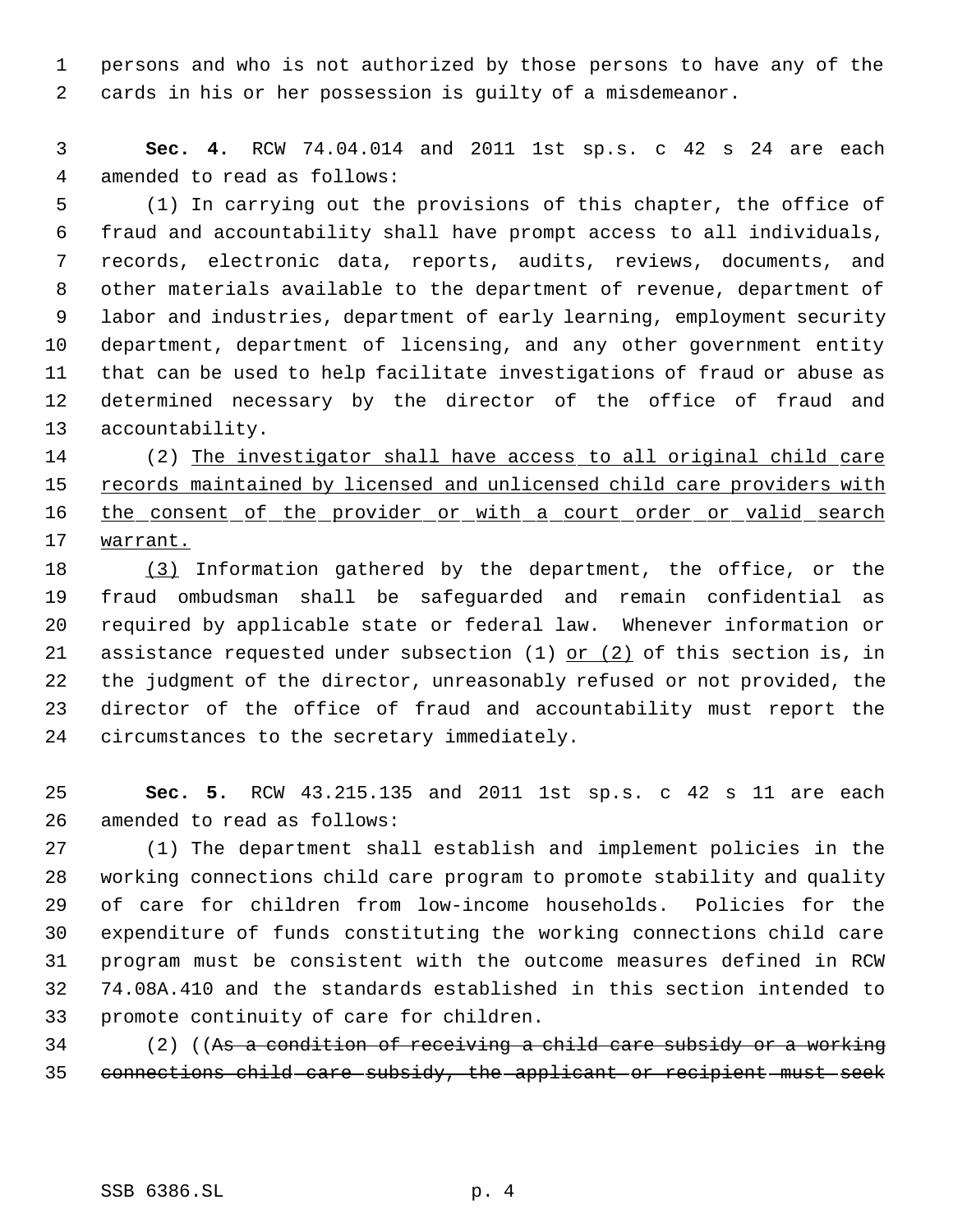persons and who is not authorized by those persons to have any of the cards in his or her possession is guilty of a misdemeanor.

**Sec. 4.** RCW 74.04.014 and 2011 1st sp.s. c 42 s 24 are each amended to read as follows:

(1) In carrying out the provisions of this chapter, the office of fraud and accountability shall have prompt access to all individuals, records, electronic data, reports, audits, reviews, documents, and other materials available to the department of revenue, department of labor and industries, department of early learning, employment security department, department of licensing, and any other government entity that can be used to help facilitate investigations of fraud or abuse as determined necessary by the director of the office of fraud and accountability.

(2) <u>The investigator shall have access to all original child care records maintained by licensed and unlicensed child care providers with the consent of the provider or with a court order or valid search warrant.</u>

<u>(3)</u> Information gathered by the department, the office, or the fraud ombudsman shall be safeguarded and remain confidential as required by applicable state or federal law. Whenever information or assistance requested under subsection (1) <u>or (2)</u> of this section is, in the judgment of the director, unreasonably refused or not provided, the director of the office of fraud and accountability must report the circumstances to the secretary immediately.

**Sec. 5.** RCW 43.215.135 and 2011 1st sp.s. c 42 s 11 are each amended to read as follows:

(1) The department shall establish and implement policies in the working connections child care program to promote stability and quality of care for children from low-income households. Policies for the expenditure of funds constituting the working connections child care program must be consistent with the outcome measures defined in RCW 74.08A.410 and the standards established in this section intended to promote continuity of care for children.

(2) ((~~As a condition of receiving a child care subsidy or a working connections child care subsidy, the applicant or recipient must seek~~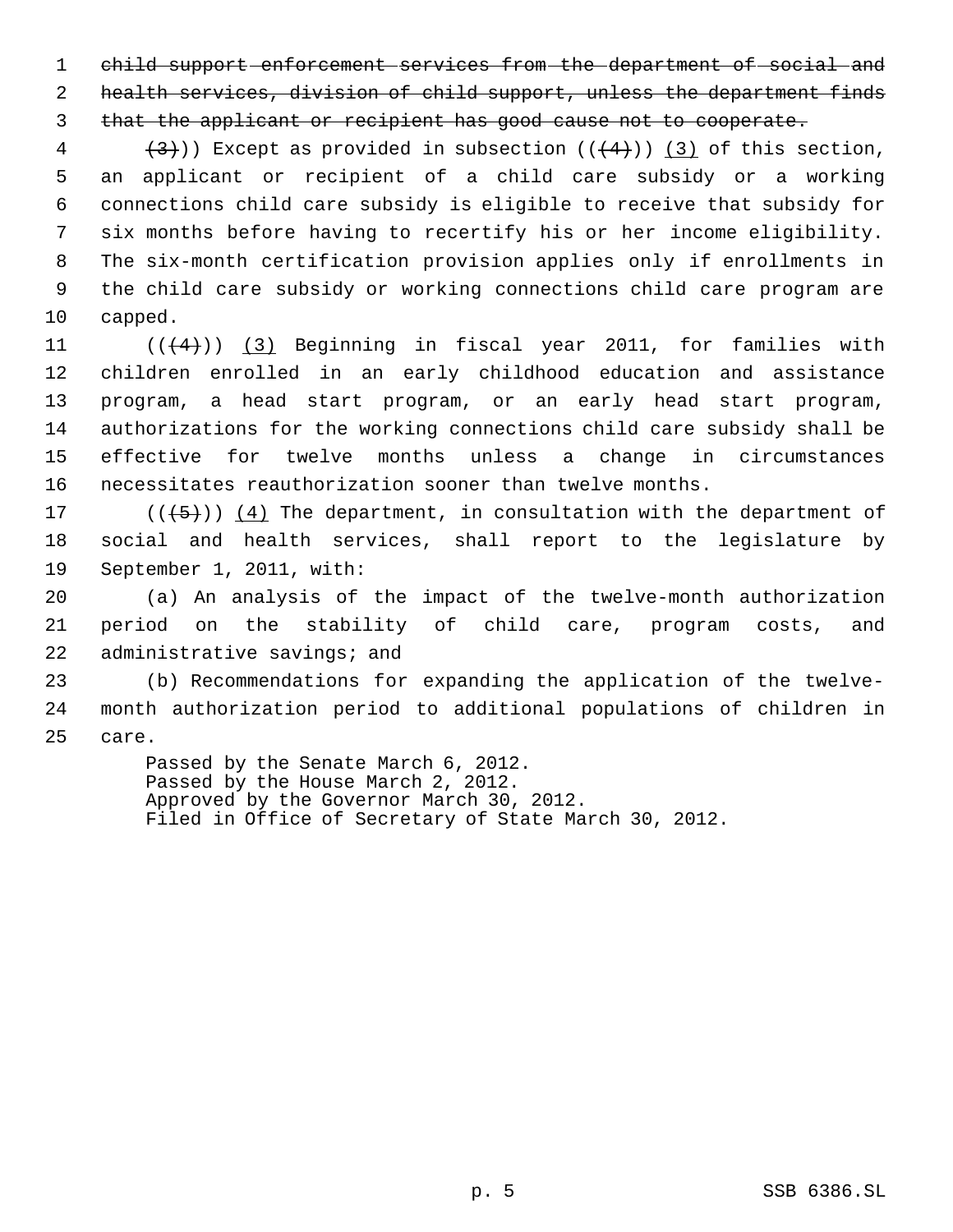~~child support enforcement services from the department of social and health services, division of child support, unless the department finds that the applicant or recipient has good cause not to cooperate.~~

~~(3)~~)) Except as provided in subsection ((~~(4)~~)) <u>(3)</u> of this section, an applicant or recipient of a child care subsidy or a working connections child care subsidy is eligible to receive that subsidy for six months before having to recertify his or her income eligibility. The six-month certification provision applies only if enrollments in the child care subsidy or working connections child care program are capped.

((~~(4)~~)) <u>(3)</u> Beginning in fiscal year 2011, for families with children enrolled in an early childhood education and assistance program, a head start program, or an early head start program, authorizations for the working connections child care subsidy shall be effective for twelve months unless a change in circumstances necessitates reauthorization sooner than twelve months.

((~~(5)~~)) <u>(4)</u> The department, in consultation with the department of social and health services, shall report to the legislature by September 1, 2011, with:

(a) An analysis of the impact of the twelve-month authorization period on the stability of child care, program costs, and administrative savings; and

(b) Recommendations for expanding the application of the twelve-month authorization period to additional populations of children in care.

Passed by the Senate March 6, 2012.
Passed by the House March 2, 2012.
Approved by the Governor March 30, 2012.
Filed in Office of Secretary of State March 30, 2012.